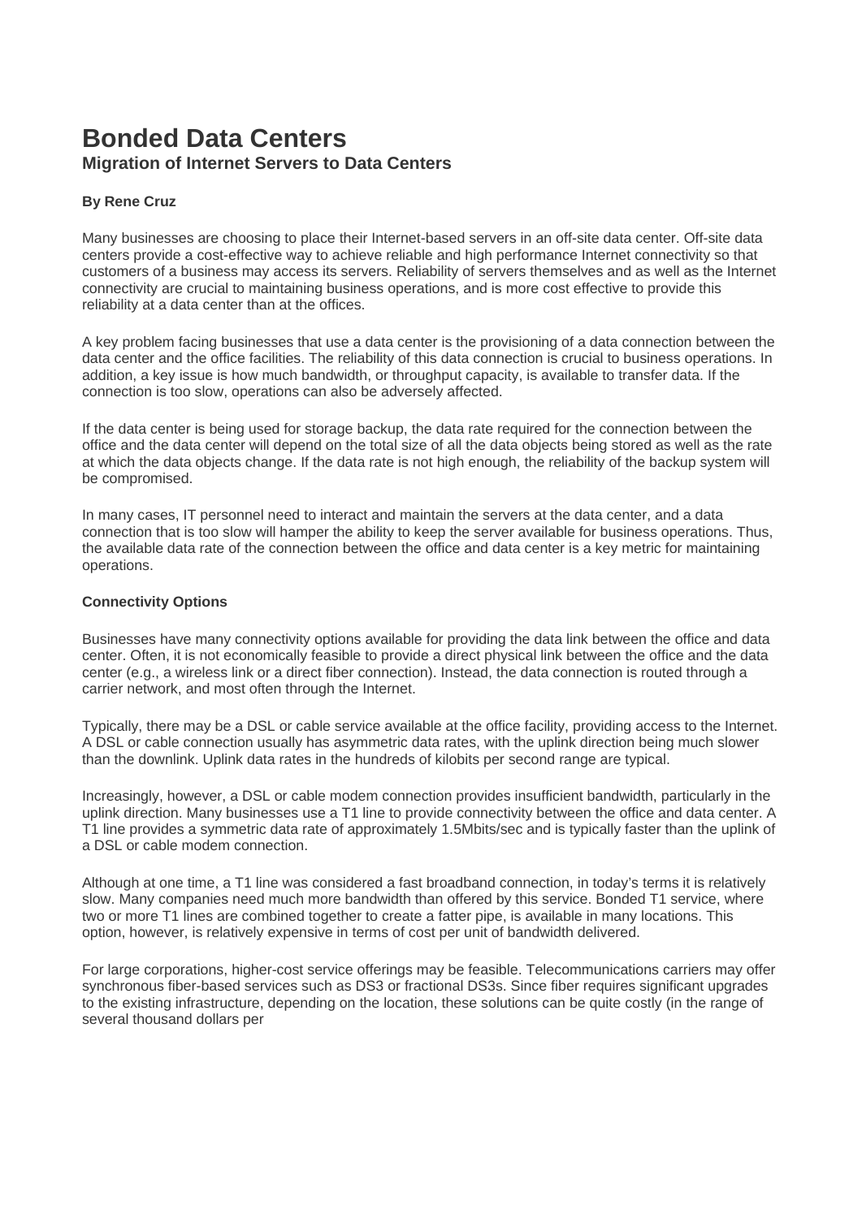# Bonded Data Centers

## Migration of Internet Servers to Data Centers

**By Rene Cruz**

Many businesses are choosing to place their Internet-based servers in an off-site data center. Off-site data centers provide a cost-effective way to achieve reliable and high performance Internet connectivity so that customers of a business may access its servers. Reliability of servers themselves and as well as the Internet connectivity are crucial to maintaining business operations, and is more cost effective to provide this reliability at a data center than at the offices.

A key problem facing businesses that use a data center is the provisioning of a data connection between the data center and the office facilities. The reliability of this data connection is crucial to business operations. In addition, a key issue is how much bandwidth, or throughput capacity, is available to transfer data. If the connection is too slow, operations can also be adversely affected.

If the data center is being used for storage backup, the data rate required for the connection between the office and the data center will depend on the total size of all the data objects being stored as well as the rate at which the data objects change. If the data rate is not high enough, the reliability of the backup system will be compromised.

In many cases, IT personnel need to interact and maintain the servers at the data center, and a data connection that is too slow will hamper the ability to keep the server available for business operations. Thus, the available data rate of the connection between the office and data center is a key metric for maintaining operations.

**Connectivity Options**

Businesses have many connectivity options available for providing the data link between the office and data center. Often, it is not economically feasible to provide a direct physical link between the office and the data center (e.g., a wireless link or a direct fiber connection). Instead, the data connection is routed through a carrier network, and most often through the Internet.

Typically, there may be a DSL or cable service available at the office facility, providing access to the Internet. A DSL or cable connection usually has asymmetric data rates, with the uplink direction being much slower than the downlink. Uplink data rates in the hundreds of kilobits per second range are typical.

Increasingly, however, a DSL or cable modem connection provides insufficient bandwidth, particularly in the uplink direction. Many businesses use a T1 line to provide connectivity between the office and data center. A T1 line provides a symmetric data rate of approximately 1.5Mbits/sec and is typically faster than the uplink of a DSL or cable modem connection.

Although at one time, a T1 line was considered a fast broadband connection, in today's terms it is relatively slow. Many companies need much more bandwidth than offered by this service. Bonded T1 service, where two or more T1 lines are combined together to create a fatter pipe, is available in many locations. This option, however, is relatively expensive in terms of cost per unit of bandwidth delivered.

For large corporations, higher-cost service offerings may be feasible. Telecommunications carriers may offer synchronous fiber-based services such as DS3 or fractional DS3s. Since fiber requires significant upgrades to the existing infrastructure, depending on the location, these solutions can be quite costly (in the range of several thousand dollars per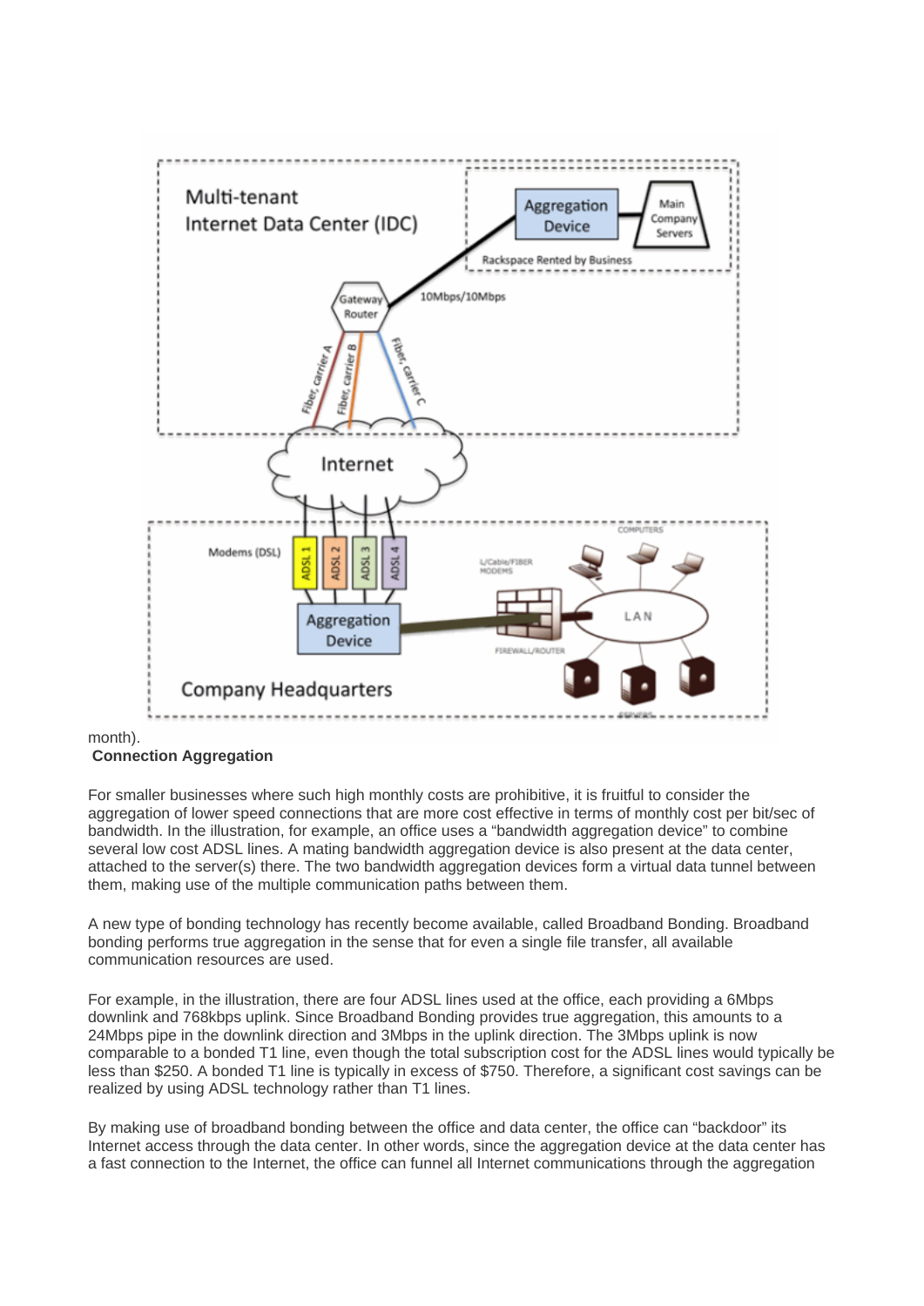month).

**Connection Aggregation**

For smaller businesses where such high monthly costs are prohibitive, it is fruitful to consider the aggregation of lower speed connections that are more cost effective in terms of monthly cost per bit/sec of bandwidth. In the illustration, for example, an office uses a “bandwidth aggregation device” to combine several low cost ADSL lines. A mating bandwidth aggregation device is also present at the data center, attached to the server(s) there. The two bandwidth aggregation devices form a virtual data tunnel between them, making use of the multiple communication paths between them.

A new type of bonding technology has recently become available, called Broadband Bonding. Broadband bonding performs true aggregation in the sense that for even a single file transfer, all available communication resources are used.

For example, in the illustration, there are four ADSL lines used at the office, each providing a 6Mbps downlink and 768kbps uplink. Since Broadband Bonding provides true aggregation, this amounts to a 24Mbps pipe in the downlink direction and 3Mbps in the uplink direction. The 3Mbps uplink is now comparable to a bonded T1 line, even though the total subscription cost for the ADSL lines would typically be less than $250. A bonded T1 line is typically in excess of $750. Therefore, a significant cost savings can be realized by using ADSL technology rather than T1 lines.

By making use of broadband bonding between the office and data center, the office can “backdoor” its Internet access through the data center. In other words, since the aggregation device at the data center has a fast connection to the Internet, the office can funnel all Internet communications through the aggregation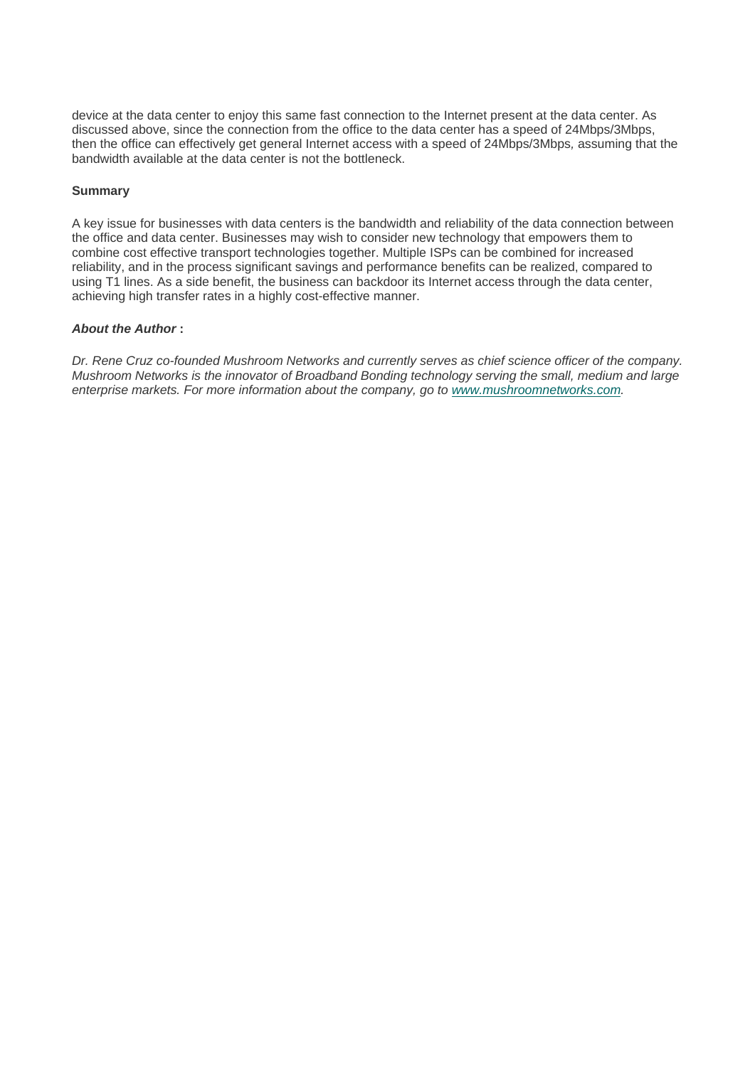device at the data center to enjoy this same fast connection to the Internet present at the data center. As discussed above, since the connection from the office to the data center has a speed of 24Mbps/3Mbps, then the office can effectively get general Internet access with a speed of 24Mbps/3Mbps, assuming that the bandwidth available at the data center is not the bottleneck.

**Summary**

A key issue for businesses with data centers is the bandwidth and reliability of the data connection between the office and data center. Businesses may wish to consider new technology that empowers them to combine cost effective transport technologies together. Multiple ISPs can be combined for increased reliability, and in the process significant savings and performance benefits can be realized, compared to using T1 lines. As a side benefit, the business can backdoor its Internet access through the data center, achieving high transfer rates in a highly cost-effective manner.

***About the Author* :**

*Dr. Rene Cruz co-founded Mushroom Networks and currently serves as chief science officer of the company. Mushroom Networks is the innovator of Broadband Bonding technology serving the small, medium and large enterprise markets. For more information about the company, go to [www.mushroomnetworks.com](www.mushroomnetworks.com).*